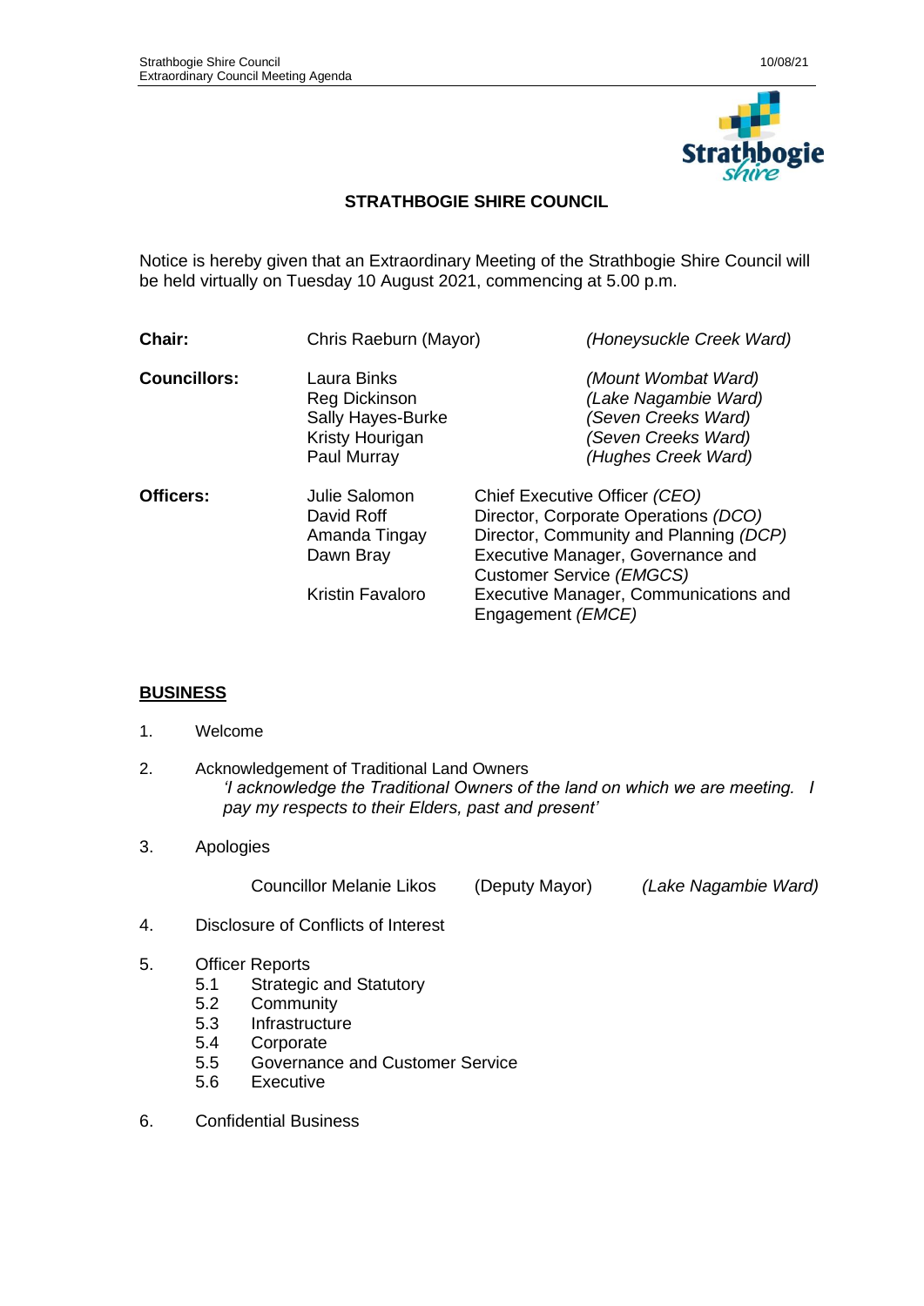# STRATHBOGIE SHIRE COUNCIL

Notice is hereby given that an Extraordinary Meeting of the Strathbogie Shire Council will be held virtually on Tuesday 10 August 2021, commencing at 5.00 p.m.

| | | |
|---|---|---|
| **Chair:** | Chris Raeburn (Mayor) | *(Honeysuckle Creek Ward)* |
| **Councillors:** | Laura Binks | *(Mount Wombat Ward)* |
| | Reg Dickinson | *(Lake Nagambie Ward)* |
| | Sally Hayes-Burke | *(Seven Creeks Ward)* |
| | Kristy Hourigan | *(Seven Creeks Ward)* |
| | Paul Murray | *(Hughes Creek Ward)* |

| | | |
|---|---|---|
| **Officers:** | Julie Salomon | Chief Executive Officer *(CEO)* |
| | David Roff | Director, Corporate Operations *(DCO)* |
| | Amanda Tingay | Director, Community and Planning *(DCP)* |
| | Dawn Bray | Executive Manager, Governance and Customer Service *(EMGCS)* |
| | Kristin Favaloro | Executive Manager, Communications and Engagement *(EMCE)* |

## BUSINESS

1. Welcome

2. Acknowledgement of Traditional Land Owners
   *'I acknowledge the Traditional Owners of the land on which we are meeting. I pay my respects to their Elders, past and present'*

3. Apologies

   Councillor Melanie Likos (Deputy Mayor) *(Lake Nagambie Ward)*

4. Disclosure of Conflicts of Interest

5. Officer Reports
   - 5.1 Strategic and Statutory
   - 5.2 Community
   - 5.3 Infrastructure
   - 5.4 Corporate
   - 5.5 Governance and Customer Service
   - 5.6 Executive

6. Confidential Business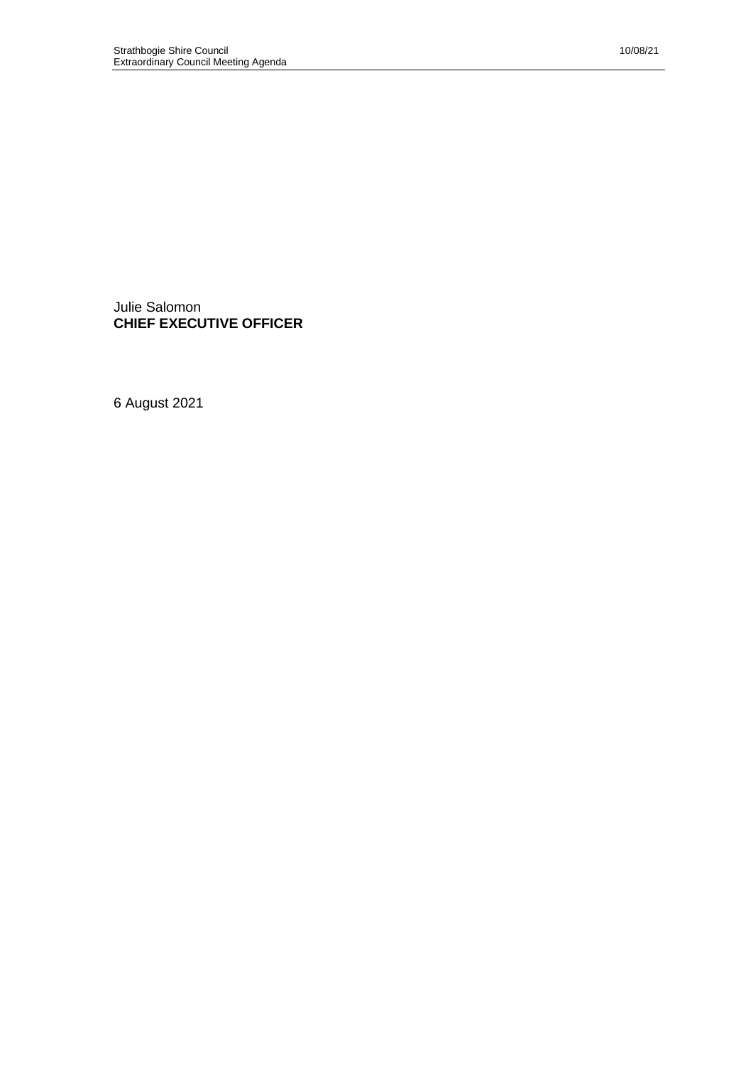Julie Salomon
**CHIEF EXECUTIVE OFFICER**

6 August 2021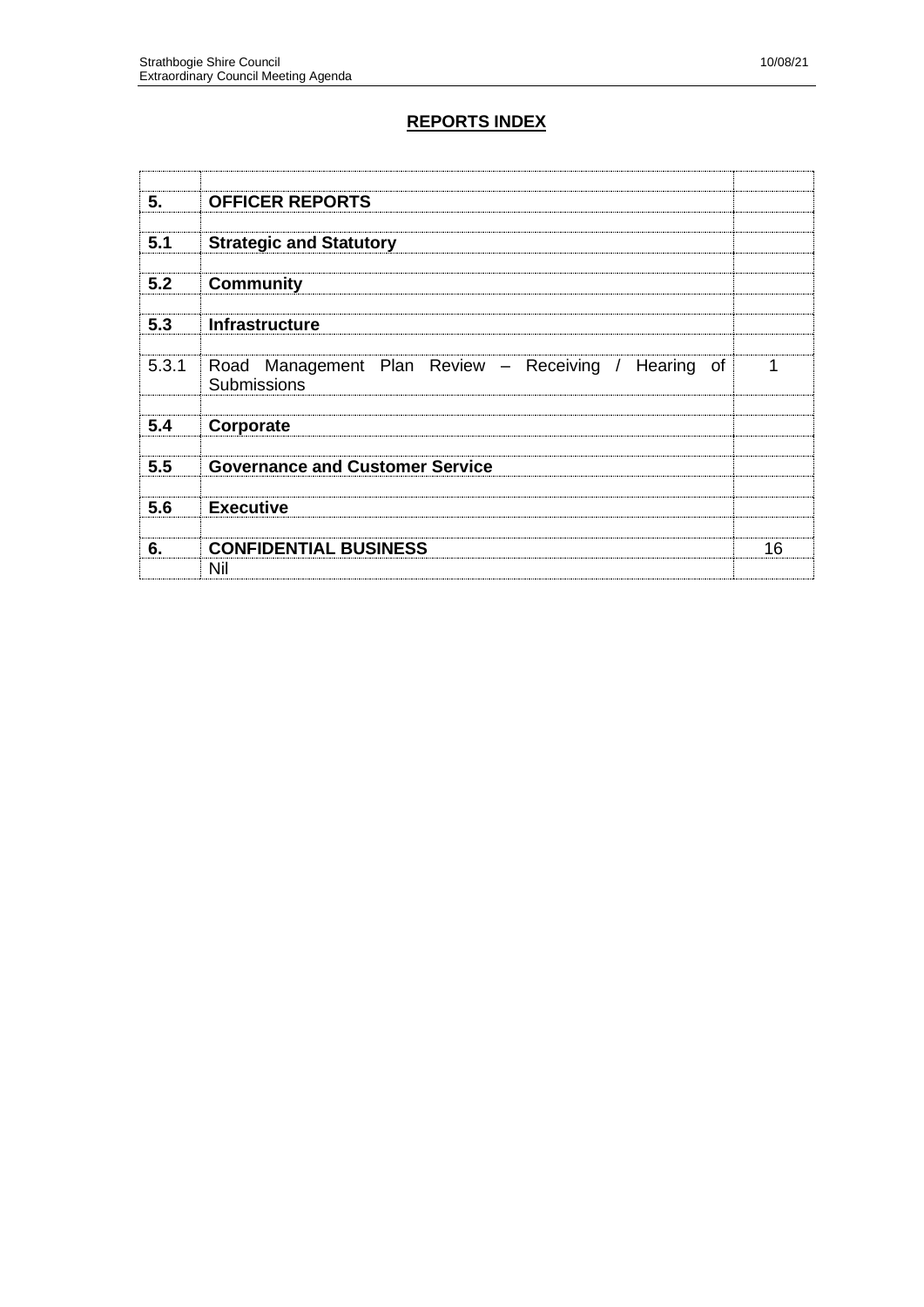## REPORTS INDEX

| | | |
|---|---|---|
| **5.** | **OFFICER REPORTS** | |
| **5.1** | **Strategic and Statutory** | |
| **5.2** | **Community** | |
| **5.3** | **Infrastructure** | |
| 5.3.1 | Road Management Plan Review – Receiving / Hearing of Submissions | 1 |
| **5.4** | **Corporate** | |
| **5.5** | **Governance and Customer Service** | |
| **5.6** | **Executive** | |
| **6.** | **CONFIDENTIAL BUSINESS** | 16 |
| | Nil | |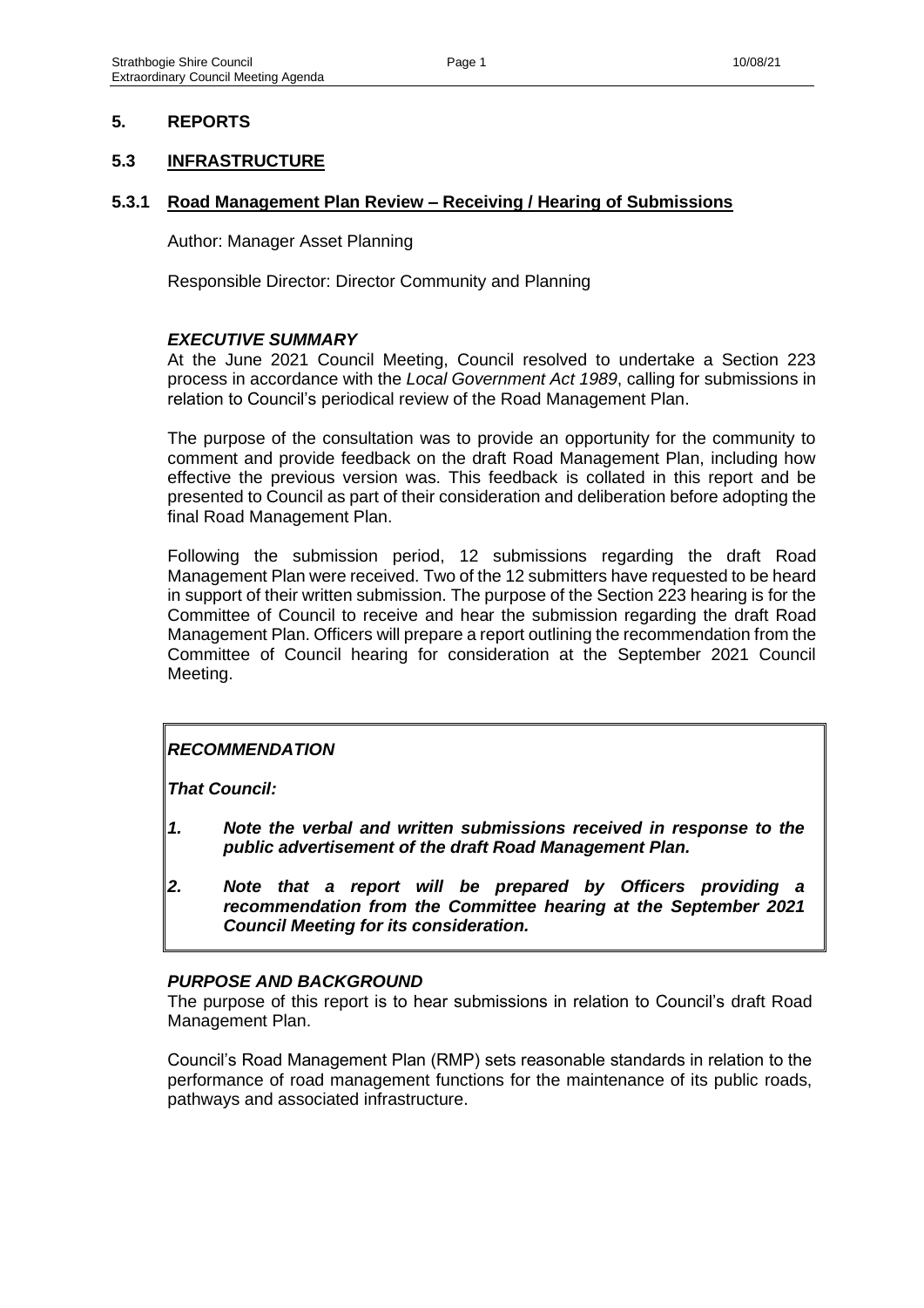## 5. REPORTS

## 5.3 INFRASTRUCTURE

### 5.3.1 Road Management Plan Review – Receiving / Hearing of Submissions

Author: Manager Asset Planning

Responsible Director: Director Community and Planning

#### *EXECUTIVE SUMMARY*

At the June 2021 Council Meeting, Council resolved to undertake a Section 223 process in accordance with the *Local Government Act 1989*, calling for submissions in relation to Council's periodical review of the Road Management Plan.

The purpose of the consultation was to provide an opportunity for the community to comment and provide feedback on the draft Road Management Plan, including how effective the previous version was. This feedback is collated in this report and be presented to Council as part of their consideration and deliberation before adopting the final Road Management Plan.

Following the submission period, 12 submissions regarding the draft Road Management Plan were received. Two of the 12 submitters have requested to be heard in support of their written submission. The purpose of the Section 223 hearing is for the Committee of Council to receive and hear the submission regarding the draft Road Management Plan. Officers will prepare a report outlining the recommendation from the Committee of Council hearing for consideration at the September 2021 Council Meeting.

> ***RECOMMENDATION***
>
> ***That Council:***
>
> ***1. Note the verbal and written submissions received in response to the public advertisement of the draft Road Management Plan.***
>
> ***2. Note that a report will be prepared by Officers providing a recommendation from the Committee hearing at the September 2021 Council Meeting for its consideration.***

#### *PURPOSE AND BACKGROUND*

The purpose of this report is to hear submissions in relation to Council's draft Road Management Plan.

Council's Road Management Plan (RMP) sets reasonable standards in relation to the performance of road management functions for the maintenance of its public roads, pathways and associated infrastructure.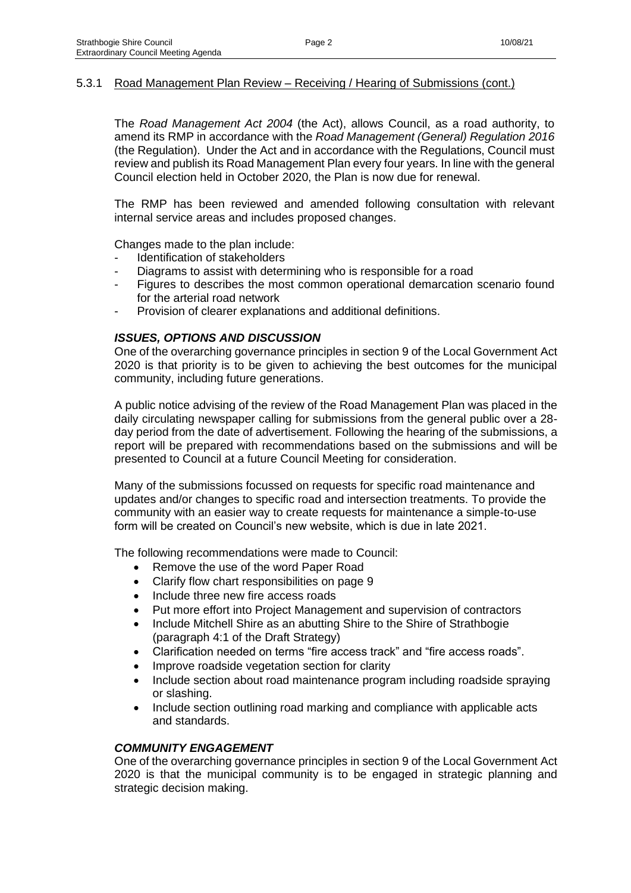## 5.3.1 Road Management Plan Review – Receiving / Hearing of Submissions (cont.)

The *Road Management Act 2004* (the Act), allows Council, as a road authority, to amend its RMP in accordance with the *Road Management (General) Regulation 2016* (the Regulation). Under the Act and in accordance with the Regulations, Council must review and publish its Road Management Plan every four years. In line with the general Council election held in October 2020, the Plan is now due for renewal.

The RMP has been reviewed and amended following consultation with relevant internal service areas and includes proposed changes.

Changes made to the plan include:

- Identification of stakeholders
- Diagrams to assist with determining who is responsible for a road
- Figures to describes the most common operational demarcation scenario found for the arterial road network
- Provision of clearer explanations and additional definitions.

### *ISSUES, OPTIONS AND DISCUSSION*

One of the overarching governance principles in section 9 of the Local Government Act 2020 is that priority is to be given to achieving the best outcomes for the municipal community, including future generations.

A public notice advising of the review of the Road Management Plan was placed in the daily circulating newspaper calling for submissions from the general public over a 28-day period from the date of advertisement. Following the hearing of the submissions, a report will be prepared with recommendations based on the submissions and will be presented to Council at a future Council Meeting for consideration.

Many of the submissions focussed on requests for specific road maintenance and updates and/or changes to specific road and intersection treatments. To provide the community with an easier way to create requests for maintenance a simple-to-use form will be created on Council's new website, which is due in late 2021.

The following recommendations were made to Council:

- Remove the use of the word Paper Road
- Clarify flow chart responsibilities on page 9
- Include three new fire access roads
- Put more effort into Project Management and supervision of contractors
- Include Mitchell Shire as an abutting Shire to the Shire of Strathbogie (paragraph 4:1 of the Draft Strategy)
- Clarification needed on terms "fire access track" and "fire access roads".
- Improve roadside vegetation section for clarity
- Include section about road maintenance program including roadside spraying or slashing.
- Include section outlining road marking and compliance with applicable acts and standards.

### *COMMUNITY ENGAGEMENT*

One of the overarching governance principles in section 9 of the Local Government Act 2020 is that the municipal community is to be engaged in strategic planning and strategic decision making.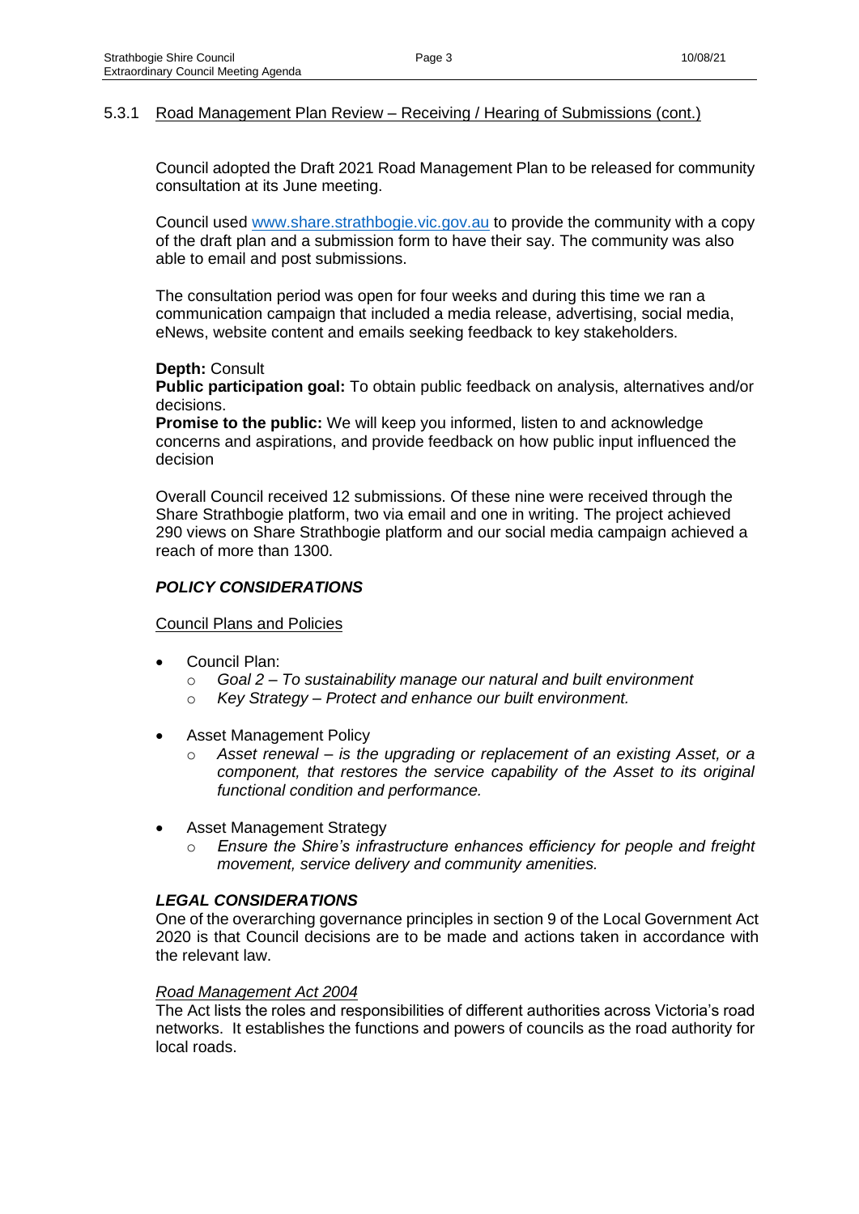### 5.3.1 Road Management Plan Review – Receiving / Hearing of Submissions (cont.)

Council adopted the Draft 2021 Road Management Plan to be released for community consultation at its June meeting.

Council used www.share.strathbogie.vic.gov.au to provide the community with a copy of the draft plan and a submission form to have their say. The community was also able to email and post submissions.

The consultation period was open for four weeks and during this time we ran a communication campaign that included a media release, advertising, social media, eNews, website content and emails seeking feedback to key stakeholders.

**Depth:** Consult
**Public participation goal:** To obtain public feedback on analysis, alternatives and/or decisions.
**Promise to the public:** We will keep you informed, listen to and acknowledge concerns and aspirations, and provide feedback on how public input influenced the decision

Overall Council received 12 submissions. Of these nine were received through the Share Strathbogie platform, two via email and one in writing. The project achieved 290 views on Share Strathbogie platform and our social media campaign achieved a reach of more than 1300.

### *POLICY CONSIDERATIONS*

Council Plans and Policies

- Council Plan:
  - *Goal 2 – To sustainability manage our natural and built environment*
  - *Key Strategy – Protect and enhance our built environment.*
- Asset Management Policy
  - *Asset renewal – is the upgrading or replacement of an existing Asset, or a component, that restores the service capability of the Asset to its original functional condition and performance.*
- Asset Management Strategy
  - *Ensure the Shire's infrastructure enhances efficiency for people and freight movement, service delivery and community amenities.*

### *LEGAL CONSIDERATIONS*

One of the overarching governance principles in section 9 of the Local Government Act 2020 is that Council decisions are to be made and actions taken in accordance with the relevant law.

*Road Management Act 2004*

The Act lists the roles and responsibilities of different authorities across Victoria's road networks. It establishes the functions and powers of councils as the road authority for local roads.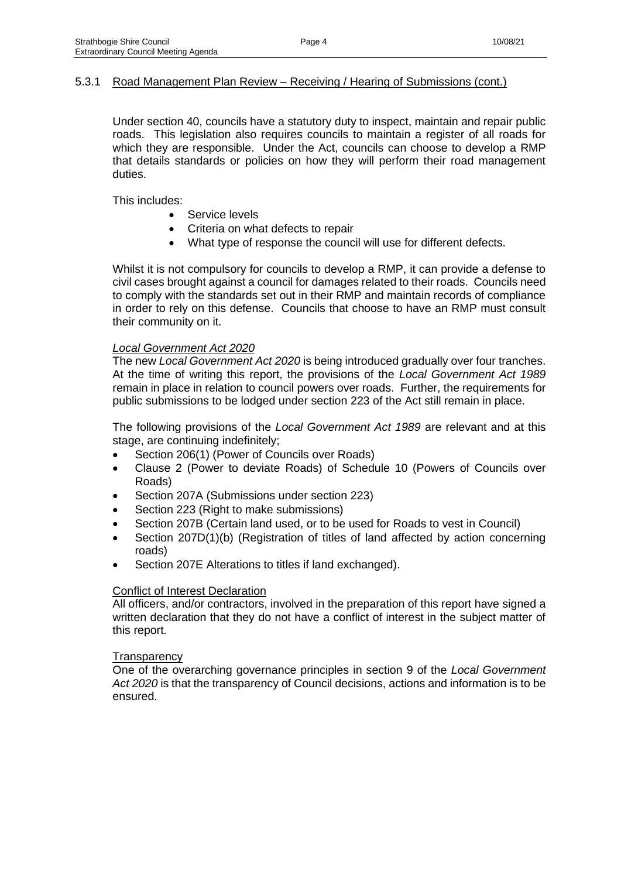### 5.3.1 Road Management Plan Review – Receiving / Hearing of Submissions (cont.)

Under section 40, councils have a statutory duty to inspect, maintain and repair public roads. This legislation also requires councils to maintain a register of all roads for which they are responsible. Under the Act, councils can choose to develop a RMP that details standards or policies on how they will perform their road management duties.

This includes:

- Service levels
- Criteria on what defects to repair
- What type of response the council will use for different defects.

Whilst it is not compulsory for councils to develop a RMP, it can provide a defense to civil cases brought against a council for damages related to their roads. Councils need to comply with the standards set out in their RMP and maintain records of compliance in order to rely on this defense. Councils that choose to have an RMP must consult their community on it.

*Local Government Act 2020*

The new *Local Government Act 2020* is being introduced gradually over four tranches. At the time of writing this report, the provisions of the *Local Government Act 1989* remain in place in relation to council powers over roads. Further, the requirements for public submissions to be lodged under section 223 of the Act still remain in place.

The following provisions of the *Local Government Act 1989* are relevant and at this stage, are continuing indefinitely;

- Section 206(1) (Power of Councils over Roads)
- Clause 2 (Power to deviate Roads) of Schedule 10 (Powers of Councils over Roads)
- Section 207A (Submissions under section 223)
- Section 223 (Right to make submissions)
- Section 207B (Certain land used, or to be used for Roads to vest in Council)
- Section 207D(1)(b) (Registration of titles of land affected by action concerning roads)
- Section 207E Alterations to titles if land exchanged).

Conflict of Interest Declaration

All officers, and/or contractors, involved in the preparation of this report have signed a written declaration that they do not have a conflict of interest in the subject matter of this report.

Transparency

One of the overarching governance principles in section 9 of the *Local Government Act 2020* is that the transparency of Council decisions, actions and information is to be ensured.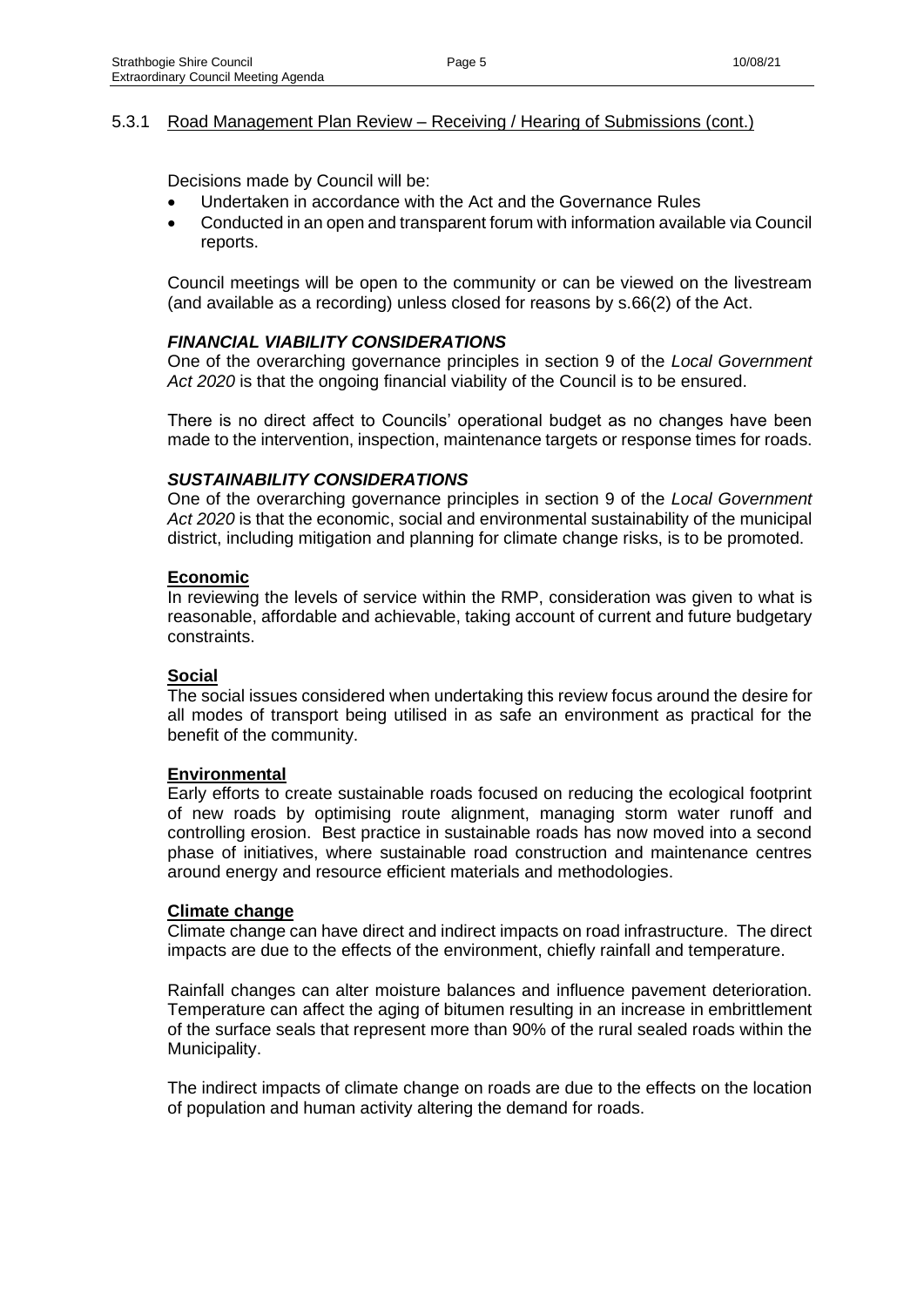## 5.3.1 Road Management Plan Review – Receiving / Hearing of Submissions (cont.)

Decisions made by Council will be:

- Undertaken in accordance with the Act and the Governance Rules
- Conducted in an open and transparent forum with information available via Council reports.

Council meetings will be open to the community or can be viewed on the livestream (and available as a recording) unless closed for reasons by s.66(2) of the Act.

### *FINANCIAL VIABILITY CONSIDERATIONS*

One of the overarching governance principles in section 9 of the *Local Government Act 2020* is that the ongoing financial viability of the Council is to be ensured.

There is no direct affect to Councils' operational budget as no changes have been made to the intervention, inspection, maintenance targets or response times for roads.

### *SUSTAINABILITY CONSIDERATIONS*

One of the overarching governance principles in section 9 of the *Local Government Act 2020* is that the economic, social and environmental sustainability of the municipal district, including mitigation and planning for climate change risks, is to be promoted.

**Economic**

In reviewing the levels of service within the RMP, consideration was given to what is reasonable, affordable and achievable, taking account of current and future budgetary constraints.

**Social**

The social issues considered when undertaking this review focus around the desire for all modes of transport being utilised in as safe an environment as practical for the benefit of the community.

**Environmental**

Early efforts to create sustainable roads focused on reducing the ecological footprint of new roads by optimising route alignment, managing storm water runoff and controlling erosion. Best practice in sustainable roads has now moved into a second phase of initiatives, where sustainable road construction and maintenance centres around energy and resource efficient materials and methodologies.

**Climate change**

Climate change can have direct and indirect impacts on road infrastructure. The direct impacts are due to the effects of the environment, chiefly rainfall and temperature.

Rainfall changes can alter moisture balances and influence pavement deterioration. Temperature can affect the aging of bitumen resulting in an increase in embrittlement of the surface seals that represent more than 90% of the rural sealed roads within the Municipality.

The indirect impacts of climate change on roads are due to the effects on the location of population and human activity altering the demand for roads.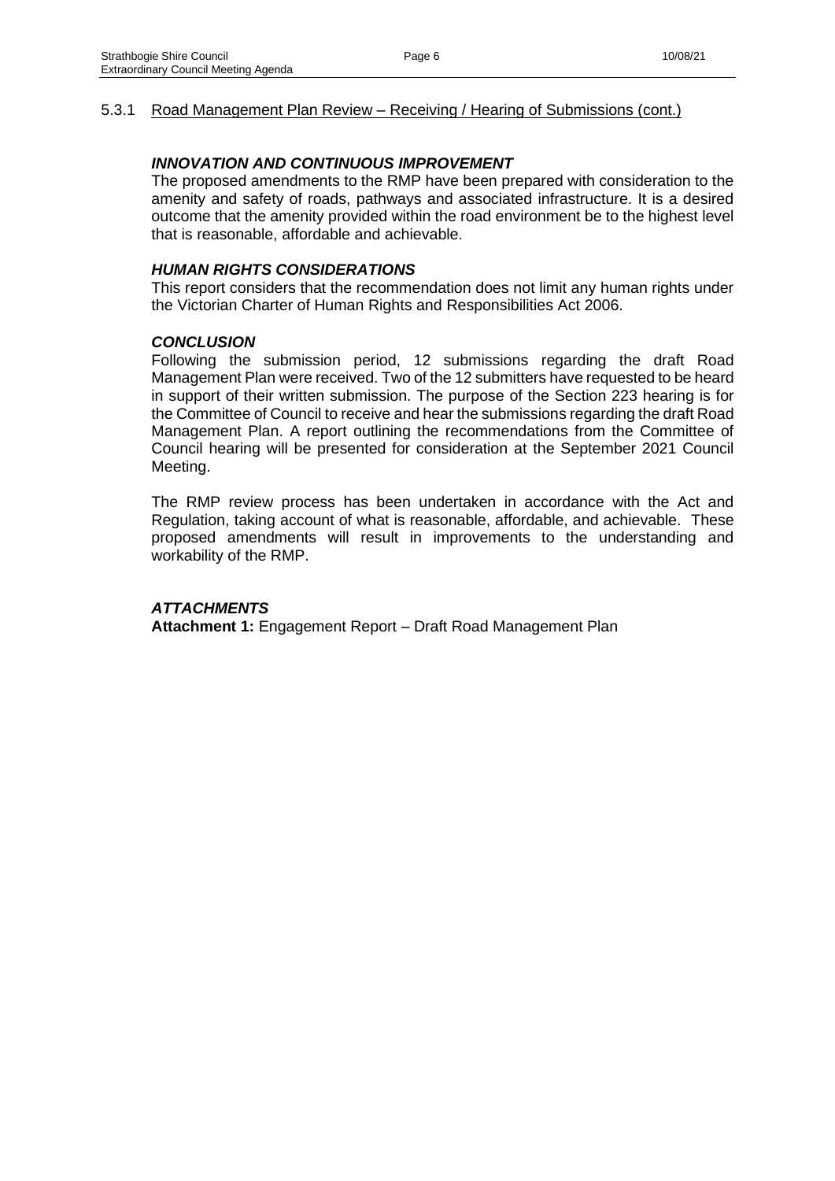5.3.1 Road Management Plan Review – Receiving / Hearing of Submissions (cont.)

### *INNOVATION AND CONTINUOUS IMPROVEMENT*

The proposed amendments to the RMP have been prepared with consideration to the amenity and safety of roads, pathways and associated infrastructure. It is a desired outcome that the amenity provided within the road environment be to the highest level that is reasonable, affordable and achievable.

### *HUMAN RIGHTS CONSIDERATIONS*

This report considers that the recommendation does not limit any human rights under the Victorian Charter of Human Rights and Responsibilities Act 2006.

### *CONCLUSION*

Following the submission period, 12 submissions regarding the draft Road Management Plan were received. Two of the 12 submitters have requested to be heard in support of their written submission. The purpose of the Section 223 hearing is for the Committee of Council to receive and hear the submissions regarding the draft Road Management Plan. A report outlining the recommendations from the Committee of Council hearing will be presented for consideration at the September 2021 Council Meeting.

The RMP review process has been undertaken in accordance with the Act and Regulation, taking account of what is reasonable, affordable, and achievable. These proposed amendments will result in improvements to the understanding and workability of the RMP.

### *ATTACHMENTS*

**Attachment 1:** Engagement Report – Draft Road Management Plan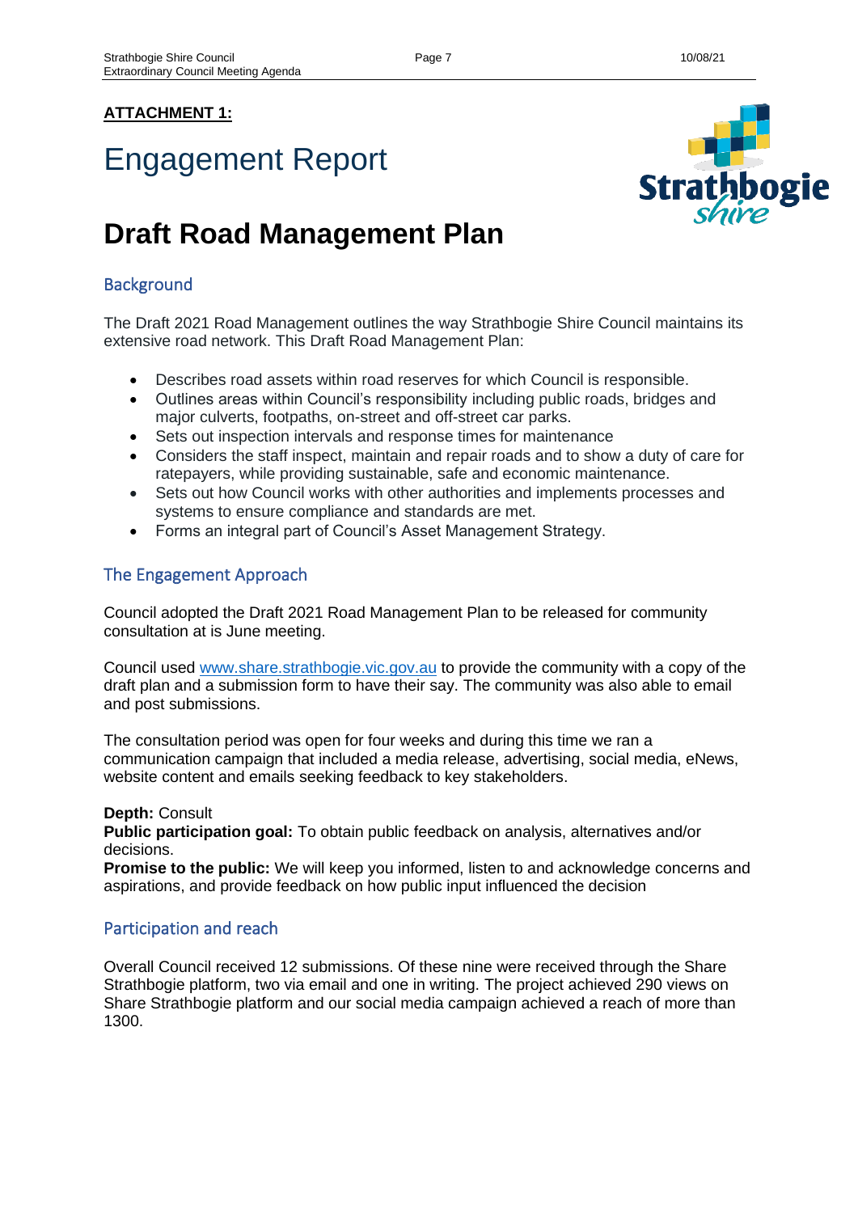**ATTACHMENT 1:**

# Engagement Report

# Draft Road Management Plan

## Background

The Draft 2021 Road Management outlines the way Strathbogie Shire Council maintains its extensive road network. This Draft Road Management Plan:

- Describes road assets within road reserves for which Council is responsible.
- Outlines areas within Council's responsibility including public roads, bridges and major culverts, footpaths, on-street and off-street car parks.
- Sets out inspection intervals and response times for maintenance
- Considers the staff inspect, maintain and repair roads and to show a duty of care for ratepayers, while providing sustainable, safe and economic maintenance.
- Sets out how Council works with other authorities and implements processes and systems to ensure compliance and standards are met.
- Forms an integral part of Council's Asset Management Strategy.

## The Engagement Approach

Council adopted the Draft 2021 Road Management Plan to be released for community consultation at is June meeting.

Council used [www.share.strathbogie.vic.gov.au](www.share.strathbogie.vic.gov.au) to provide the community with a copy of the draft plan and a submission form to have their say. The community was also able to email and post submissions.

The consultation period was open for four weeks and during this time we ran a communication campaign that included a media release, advertising, social media, eNews, website content and emails seeking feedback to key stakeholders.

**Depth:** Consult
**Public participation goal:** To obtain public feedback on analysis, alternatives and/or decisions.
**Promise to the public:** We will keep you informed, listen to and acknowledge concerns and aspirations, and provide feedback on how public input influenced the decision

## Participation and reach

Overall Council received 12 submissions. Of these nine were received through the Share Strathbogie platform, two via email and one in writing. The project achieved 290 views on Share Strathbogie platform and our social media campaign achieved a reach of more than 1300.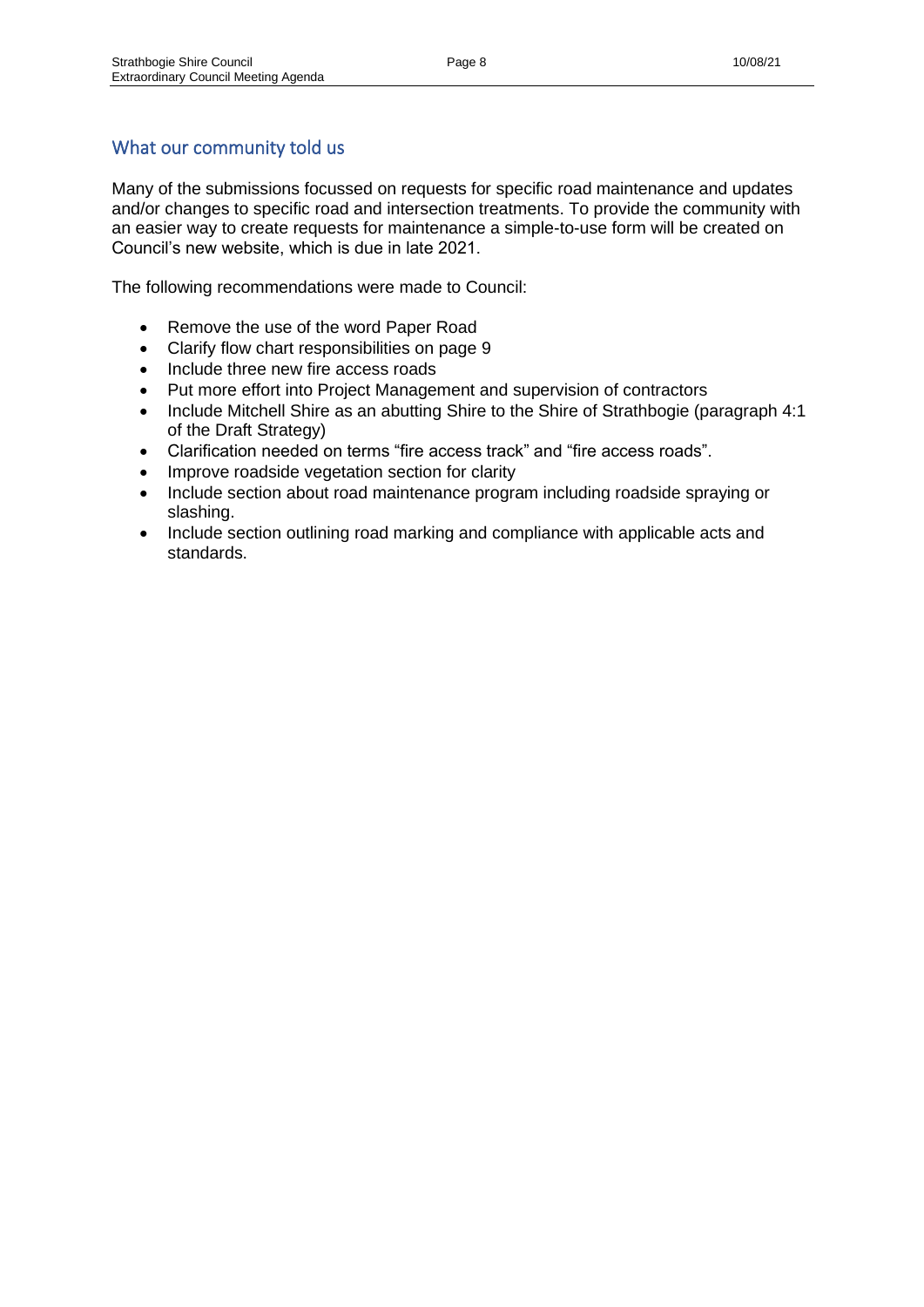## What our community told us

Many of the submissions focussed on requests for specific road maintenance and updates and/or changes to specific road and intersection treatments. To provide the community with an easier way to create requests for maintenance a simple-to-use form will be created on Council's new website, which is due in late 2021.

The following recommendations were made to Council:

- Remove the use of the word Paper Road
- Clarify flow chart responsibilities on page 9
- Include three new fire access roads
- Put more effort into Project Management and supervision of contractors
- Include Mitchell Shire as an abutting Shire to the Shire of Strathbogie (paragraph 4:1 of the Draft Strategy)
- Clarification needed on terms "fire access track" and "fire access roads".
- Improve roadside vegetation section for clarity
- Include section about road maintenance program including roadside spraying or slashing.
- Include section outlining road marking and compliance with applicable acts and standards.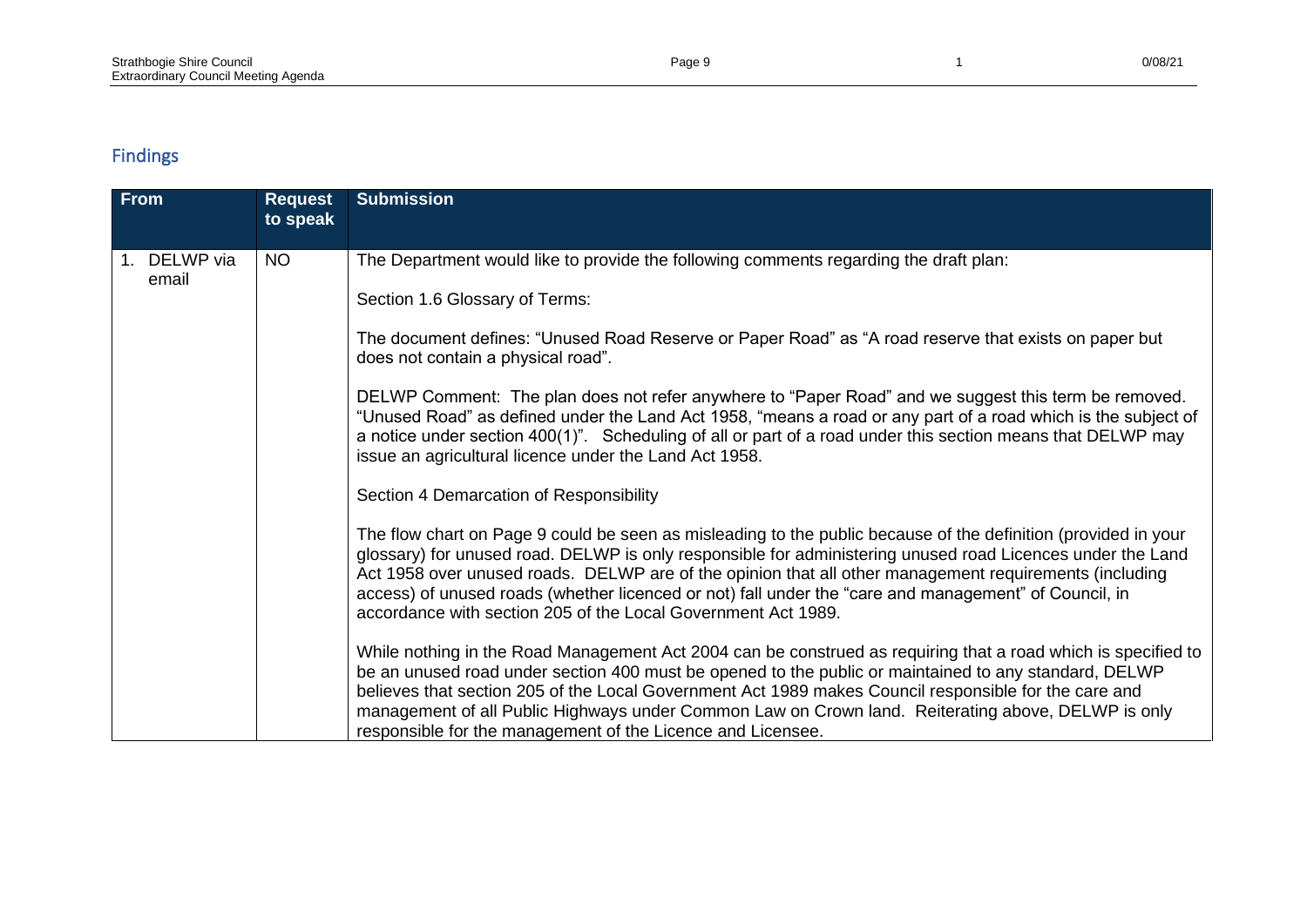## Findings

| From | Request to speak | Submission |
| --- | --- | --- |
| 1. DELWP via email | NO | The Department would like to provide the following comments regarding the draft plan:<br><br>Section 1.6 Glossary of Terms:<br><br>The document defines: "Unused Road Reserve or Paper Road" as "A road reserve that exists on paper but does not contain a physical road".<br><br>DELWP Comment: The plan does not refer anywhere to "Paper Road" and we suggest this term be removed. "Unused Road" as defined under the Land Act 1958, "means a road or any part of a road which is the subject of a notice under section 400(1)". Scheduling of all or part of a road under this section means that DELWP may issue an agricultural licence under the Land Act 1958.<br><br>Section 4 Demarcation of Responsibility<br><br>The flow chart on Page 9 could be seen as misleading to the public because of the definition (provided in your glossary) for unused road. DELWP is only responsible for administering unused road Licences under the Land Act 1958 over unused roads. DELWP are of the opinion that all other management requirements (including access) of unused roads (whether licenced or not) fall under the "care and management" of Council, in accordance with section 205 of the Local Government Act 1989.<br><br>While nothing in the Road Management Act 2004 can be construed as requiring that a road which is specified to be an unused road under section 400 must be opened to the public or maintained to any standard, DELWP believes that section 205 of the Local Government Act 1989 makes Council responsible for the care and management of all Public Highways under Common Law on Crown land. Reiterating above, DELWP is only responsible for the management of the Licence and Licensee. |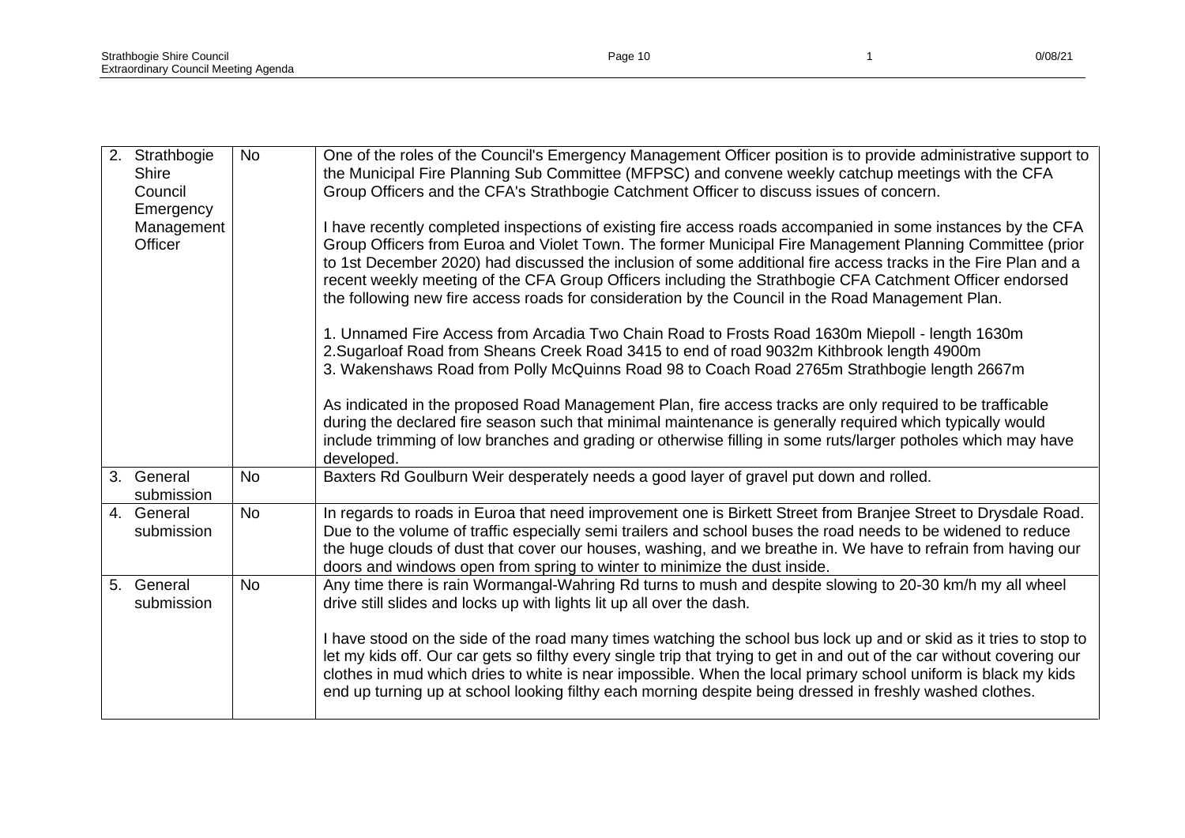| | | |
|---|---|---|
| 2. Strathbogie Shire Council Emergency Management Officer | No | One of the roles of the Council's Emergency Management Officer position is to provide administrative support to the Municipal Fire Planning Sub Committee (MFPSC) and convene weekly catchup meetings with the CFA Group Officers and the CFA's Strathbogie Catchment Officer to discuss issues of concern.<br><br>I have recently completed inspections of existing fire access roads accompanied in some instances by the CFA Group Officers from Euroa and Violet Town. The former Municipal Fire Management Planning Committee (prior to 1st December 2020) had discussed the inclusion of some additional fire access tracks in the Fire Plan and a recent weekly meeting of the CFA Group Officers including the Strathbogie CFA Catchment Officer endorsed the following new fire access roads for consideration by the Council in the Road Management Plan.<br><br>1. Unnamed Fire Access from Arcadia Two Chain Road to Frosts Road 1630m Miepoll - length 1630m<br>2.Sugarloaf Road from Sheans Creek Road 3415 to end of road 9032m Kithbrook length 4900m<br>3. Wakenshaws Road from Polly McQuinns Road 98 to Coach Road 2765m Strathbogie length 2667m<br><br>As indicated in the proposed Road Management Plan, fire access tracks are only required to be trafficable during the declared fire season such that minimal maintenance is generally required which typically would include trimming of low branches and grading or otherwise filling in some ruts/larger potholes which may have developed. |
| 3. General submission | No | Baxters Rd Goulburn Weir desperately needs a good layer of gravel put down and rolled. |
| 4. General submission | No | In regards to roads in Euroa that need improvement one is Birkett Street from Branjee Street to Drysdale Road. Due to the volume of traffic especially semi trailers and school buses the road needs to be widened to reduce the huge clouds of dust that cover our houses, washing, and we breathe in. We have to refrain from having our doors and windows open from spring to winter to minimize the dust inside. |
| 5. General submission | No | Any time there is rain Wormangal-Wahring Rd turns to mush and despite slowing to 20-30 km/h my all wheel drive still slides and locks up with lights lit up all over the dash.<br><br>I have stood on the side of the road many times watching the school bus lock up and or skid as it tries to stop to let my kids off. Our car gets so filthy every single trip that trying to get in and out of the car without covering our clothes in mud which dries to white is near impossible. When the local primary school uniform is black my kids end up turning up at school looking filthy each morning despite being dressed in freshly washed clothes. |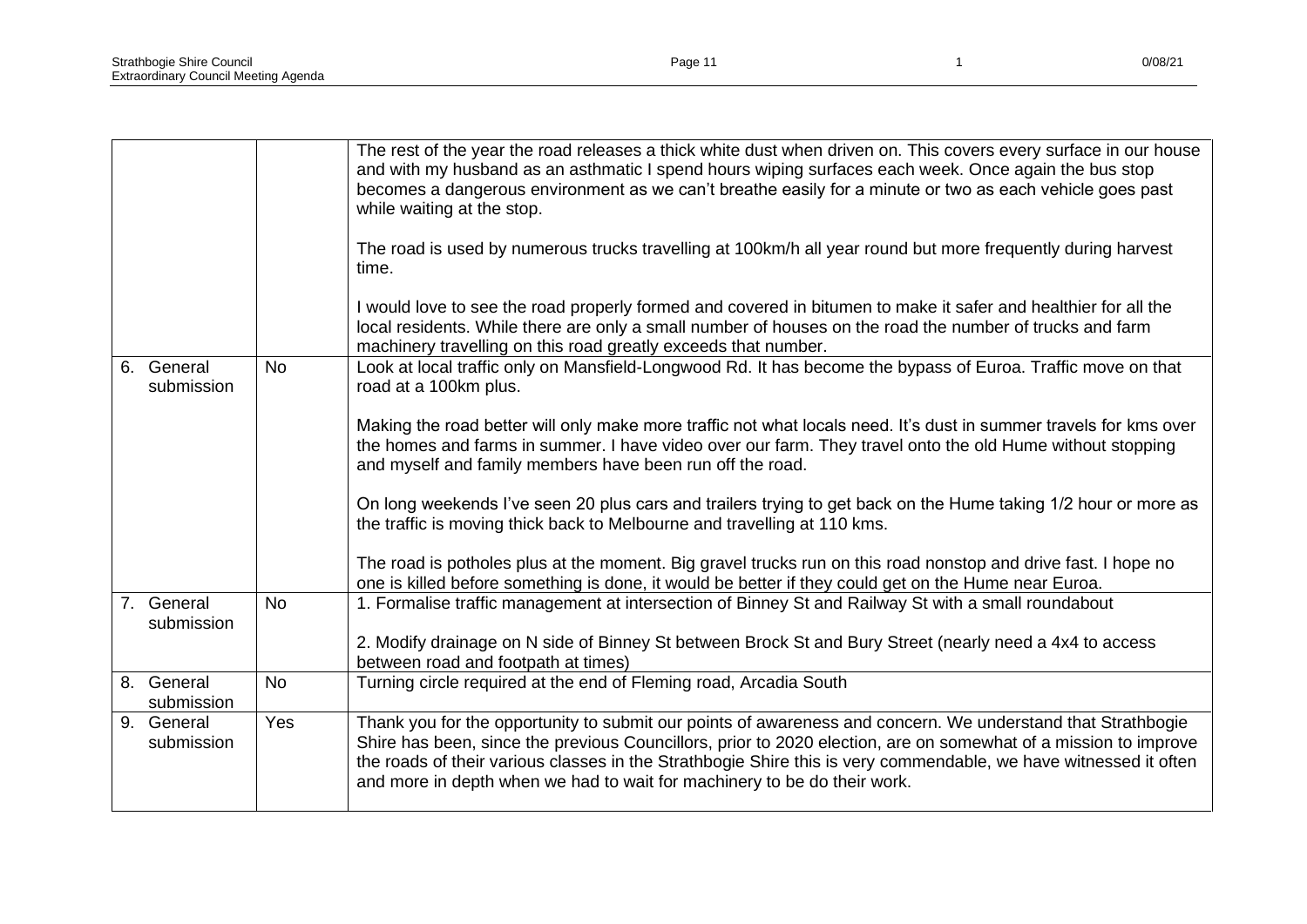| | | |
|---|---|---|
| | | The rest of the year the road releases a thick white dust when driven on. This covers every surface in our house and with my husband as an asthmatic I spend hours wiping surfaces each week. Once again the bus stop becomes a dangerous environment as we can't breathe easily for a minute or two as each vehicle goes past while waiting at the stop.<br><br>The road is used by numerous trucks travelling at 100km/h all year round but more frequently during harvest time.<br><br>I would love to see the road properly formed and covered in bitumen to make it safer and healthier for all the local residents. While there are only a small number of houses on the road the number of trucks and farm machinery travelling on this road greatly exceeds that number. |
| 6. General submission | No | Look at local traffic only on Mansfield-Longwood Rd. It has become the bypass of Euroa. Traffic move on that road at a 100km plus.<br><br>Making the road better will only make more traffic not what locals need. It's dust in summer travels for kms over the homes and farms in summer. I have video over our farm. They travel onto the old Hume without stopping and myself and family members have been run off the road.<br><br>On long weekends I've seen 20 plus cars and trailers trying to get back on the Hume taking 1/2 hour or more as the traffic is moving thick back to Melbourne and travelling at 110 kms.<br><br>The road is potholes plus at the moment. Big gravel trucks run on this road nonstop and drive fast. I hope no one is killed before something is done, it would be better if they could get on the Hume near Euroa. |
| 7. General submission | No | 1. Formalise traffic management at intersection of Binney St and Railway St with a small roundabout<br><br>2. Modify drainage on N side of Binney St between Brock St and Bury Street (nearly need a 4x4 to access between road and footpath at times) |
| 8. General submission | No | Turning circle required at the end of Fleming road, Arcadia South |
| 9. General submission | Yes | Thank you for the opportunity to submit our points of awareness and concern. We understand that Strathbogie Shire has been, since the previous Councillors, prior to 2020 election, are on somewhat of a mission to improve the roads of their various classes in the Strathbogie Shire this is very commendable, we have witnessed it often and more in depth when we had to wait for machinery to be do their work. |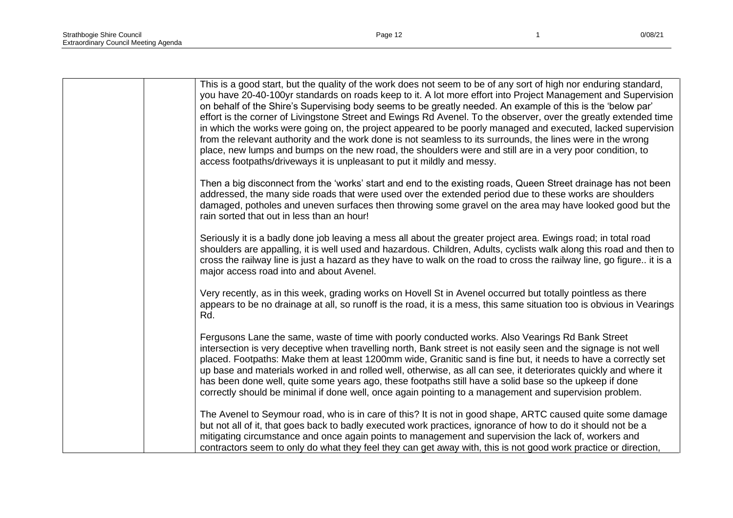| | | |
|---|---|---|
| | | This is a good start, but the quality of the work does not seem to be of any sort of high nor enduring standard, you have 20-40-100yr standards on roads keep to it. A lot more effort into Project Management and Supervision on behalf of the Shire's Supervising body seems to be greatly needed. An example of this is the 'below par' effort is the corner of Livingstone Street and Ewings Rd Avenel. To the observer, over the greatly extended time in which the works were going on, the project appeared to be poorly managed and executed, lacked supervision from the relevant authority and the work done is not seamless to its surrounds, the lines were in the wrong place, new lumps and bumps on the new road, the shoulders were and still are in a very poor condition, to access footpaths/driveways it is unpleasant to put it mildly and messy.<br><br>Then a big disconnect from the 'works' start and end to the existing roads, Queen Street drainage has not been addressed, the many side roads that were used over the extended period due to these works are shoulders damaged, potholes and uneven surfaces then throwing some gravel on the area may have looked good but the rain sorted that out in less than an hour!<br><br>Seriously it is a badly done job leaving a mess all about the greater project area. Ewings road; in total road shoulders are appalling, it is well used and hazardous. Children, Adults, cyclists walk along this road and then to cross the railway line is just a hazard as they have to walk on the road to cross the railway line, go figure.. it is a major access road into and about Avenel.<br><br>Very recently, as in this week, grading works on Hovell St in Avenel occurred but totally pointless as there appears to be no drainage at all, so runoff is the road, it is a mess, this same situation too is obvious in Vearings Rd.<br><br>Fergusons Lane the same, waste of time with poorly conducted works. Also Vearings Rd Bank Street intersection is very deceptive when travelling north, Bank street is not easily seen and the signage is not well placed. Footpaths: Make them at least 1200mm wide, Granitic sand is fine but, it needs to have a correctly set up base and materials worked in and rolled well, otherwise, as all can see, it deteriorates quickly and where it has been done well, quite some years ago, these footpaths still have a solid base so the upkeep if done correctly should be minimal if done well, once again pointing to a management and supervision problem.<br><br>The Avenel to Seymour road, who is in care of this? It is not in good shape, ARTC caused quite some damage but not all of it, that goes back to badly executed work practices, ignorance of how to do it should not be a mitigating circumstance and once again points to management and supervision the lack of, workers and contractors seem to only do what they feel they can get away with, this is not good work practice or direction, |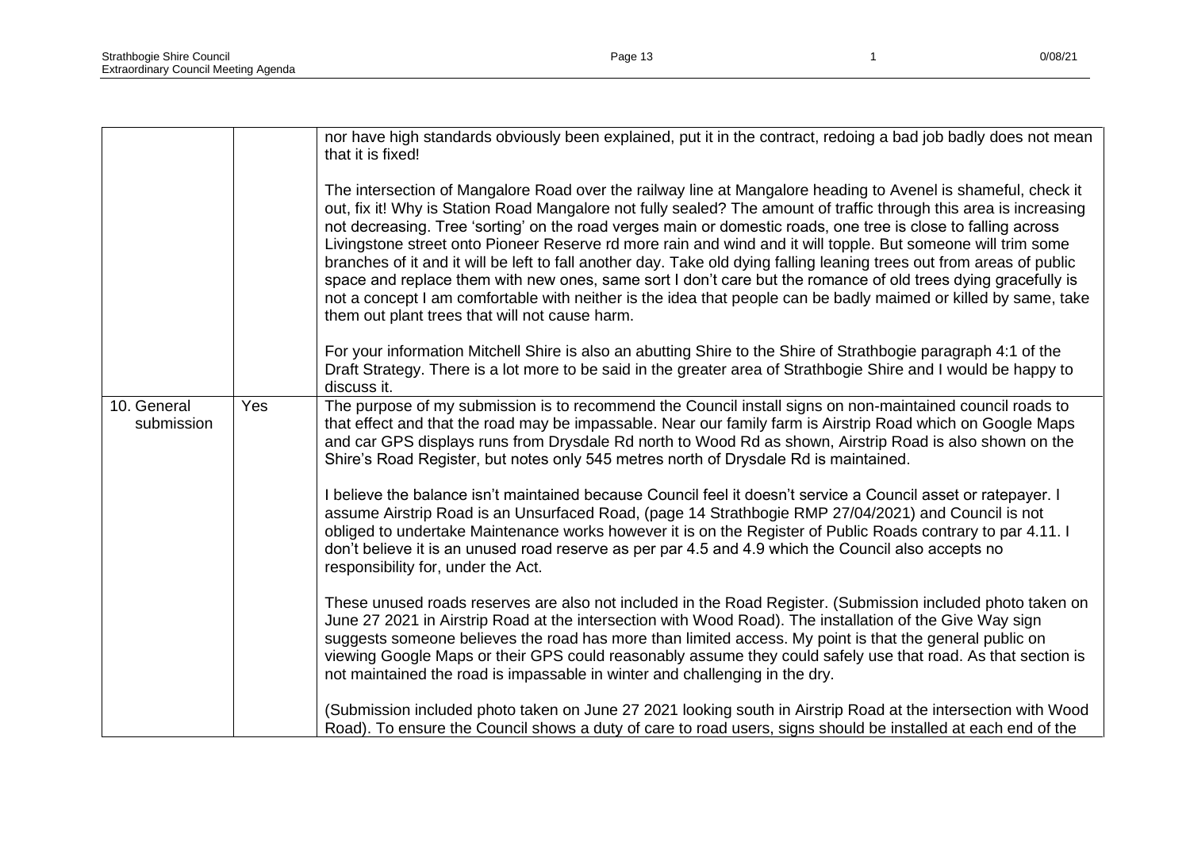| | | |
|---|---|---|
| | | nor have high standards obviously been explained, put it in the contract, redoing a bad job badly does not mean that it is fixed!<br><br>The intersection of Mangalore Road over the railway line at Mangalore heading to Avenel is shameful, check it out, fix it! Why is Station Road Mangalore not fully sealed? The amount of traffic through this area is increasing not decreasing. Tree 'sorting' on the road verges main or domestic roads, one tree is close to falling across Livingstone street onto Pioneer Reserve rd more rain and wind and it will topple. But someone will trim some branches of it and it will be left to fall another day. Take old dying falling leaning trees out from areas of public space and replace them with new ones, same sort I don't care but the romance of old trees dying gracefully is not a concept I am comfortable with neither is the idea that people can be badly maimed or killed by same, take them out plant trees that will not cause harm.<br><br>For your information Mitchell Shire is also an abutting Shire to the Shire of Strathbogie paragraph 4:1 of the Draft Strategy. There is a lot more to be said in the greater area of Strathbogie Shire and I would be happy to discuss it. |
| 10. General submission | Yes | The purpose of my submission is to recommend the Council install signs on non-maintained council roads to that effect and that the road may be impassable. Near our family farm is Airstrip Road which on Google Maps and car GPS displays runs from Drysdale Rd north to Wood Rd as shown, Airstrip Road is also shown on the Shire's Road Register, but notes only 545 metres north of Drysdale Rd is maintained.<br><br>I believe the balance isn't maintained because Council feel it doesn't service a Council asset or ratepayer. I assume Airstrip Road is an Unsurfaced Road, (page 14 Strathbogie RMP 27/04/2021) and Council is not obliged to undertake Maintenance works however it is on the Register of Public Roads contrary to par 4.11. I don't believe it is an unused road reserve as per par 4.5 and 4.9 which the Council also accepts no responsibility for, under the Act.<br><br>These unused roads reserves are also not included in the Road Register. (Submission included photo taken on June 27 2021 in Airstrip Road at the intersection with Wood Road). The installation of the Give Way sign suggests someone believes the road has more than limited access. My point is that the general public on viewing Google Maps or their GPS could reasonably assume they could safely use that road. As that section is not maintained the road is impassable in winter and challenging in the dry.<br><br>(Submission included photo taken on June 27 2021 looking south in Airstrip Road at the intersection with Wood Road). To ensure the Council shows a duty of care to road users, signs should be installed at each end of the |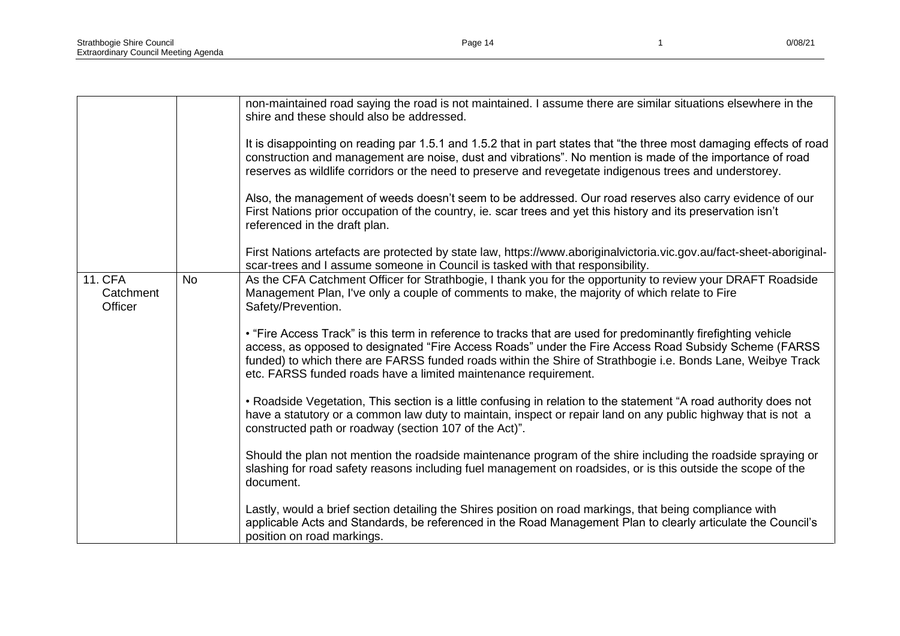| | | |
|---|---|---|
| | | non-maintained road saying the road is not maintained. I assume there are similar situations elsewhere in the shire and these should also be addressed.<br><br>It is disappointing on reading par 1.5.1 and 1.5.2 that in part states that "the three most damaging effects of road construction and management are noise, dust and vibrations". No mention is made of the importance of road reserves as wildlife corridors or the need to preserve and revegetate indigenous trees and understorey.<br><br>Also, the management of weeds doesn't seem to be addressed. Our road reserves also carry evidence of our First Nations prior occupation of the country, ie. scar trees and yet this history and its preservation isn't referenced in the draft plan.<br><br>First Nations artefacts are protected by state law, https://www.aboriginalvictoria.vic.gov.au/fact-sheet-aboriginal-scar-trees and I assume someone in Council is tasked with that responsibility. |
| 11. CFA Catchment Officer | No | As the CFA Catchment Officer for Strathbogie, I thank you for the opportunity to review your DRAFT Roadside Management Plan, I've only a couple of comments to make, the majority of which relate to Fire Safety/Prevention.<br><br>• "Fire Access Track" is this term in reference to tracks that are used for predominantly firefighting vehicle access, as opposed to designated "Fire Access Roads" under the Fire Access Road Subsidy Scheme (FARSS funded) to which there are FARSS funded roads within the Shire of Strathbogie i.e. Bonds Lane, Weibye Track etc. FARSS funded roads have a limited maintenance requirement.<br><br>• Roadside Vegetation, This section is a little confusing in relation to the statement "A road authority does not have a statutory or a common law duty to maintain, inspect or repair land on any public highway that is not a constructed path or roadway (section 107 of the Act)".<br><br>Should the plan not mention the roadside maintenance program of the shire including the roadside spraying or slashing for road safety reasons including fuel management on roadsides, or is this outside the scope of the document.<br><br>Lastly, would a brief section detailing the Shires position on road markings, that being compliance with applicable Acts and Standards, be referenced in the Road Management Plan to clearly articulate the Council's position on road markings. |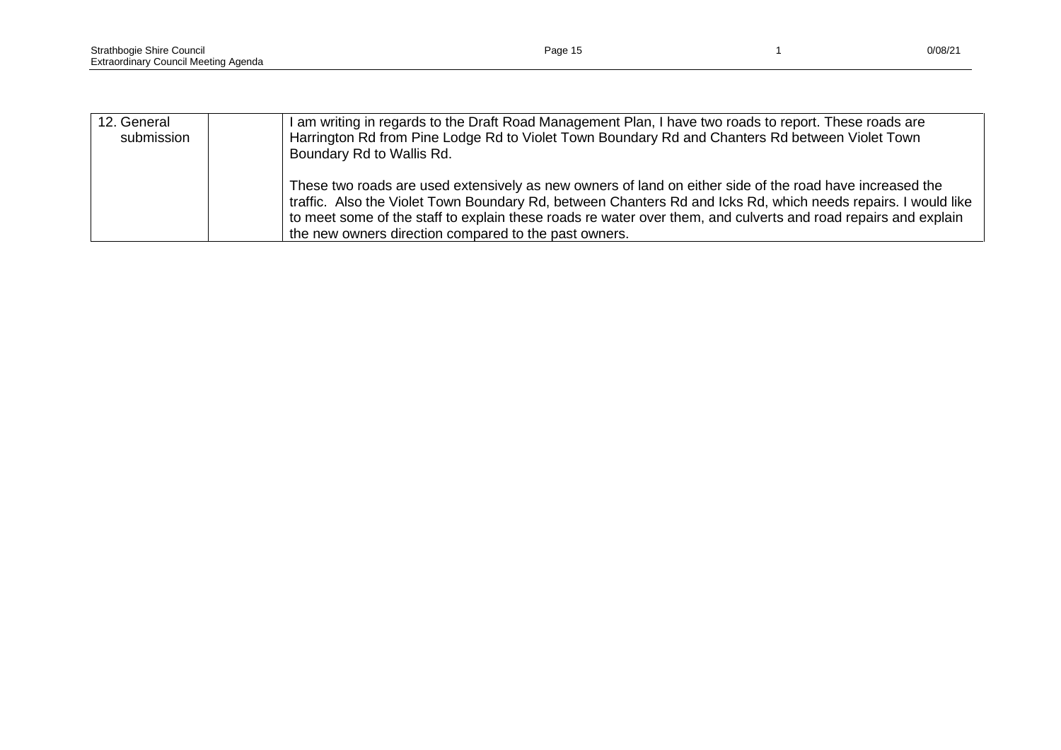| 12. General submission | | I am writing in regards to the Draft Road Management Plan, I have two roads to report. These roads are Harrington Rd from Pine Lodge Rd to Violet Town Boundary Rd and Chanters Rd between Violet Town Boundary Rd to Wallis Rd.<br><br>These two roads are used extensively as new owners of land on either side of the road have increased the traffic. Also the Violet Town Boundary Rd, between Chanters Rd and Icks Rd, which needs repairs. I would like to meet some of the staff to explain these roads re water over them, and culverts and road repairs and explain the new owners direction compared to the past owners. |
|---|---|---|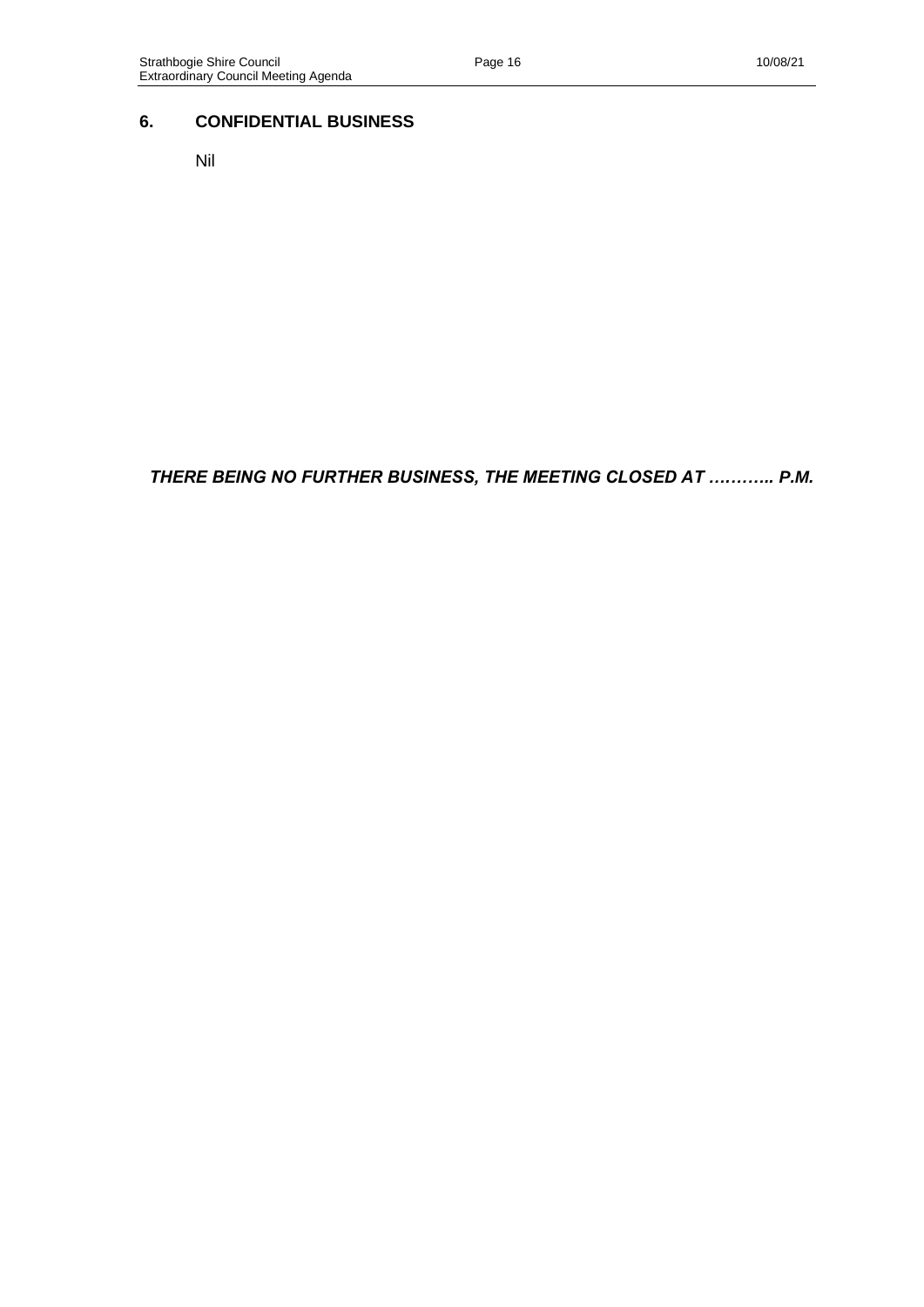## 6. CONFIDENTIAL BUSINESS

Nil

***THERE BEING NO FURTHER BUSINESS, THE MEETING CLOSED AT ……….. P.M.***